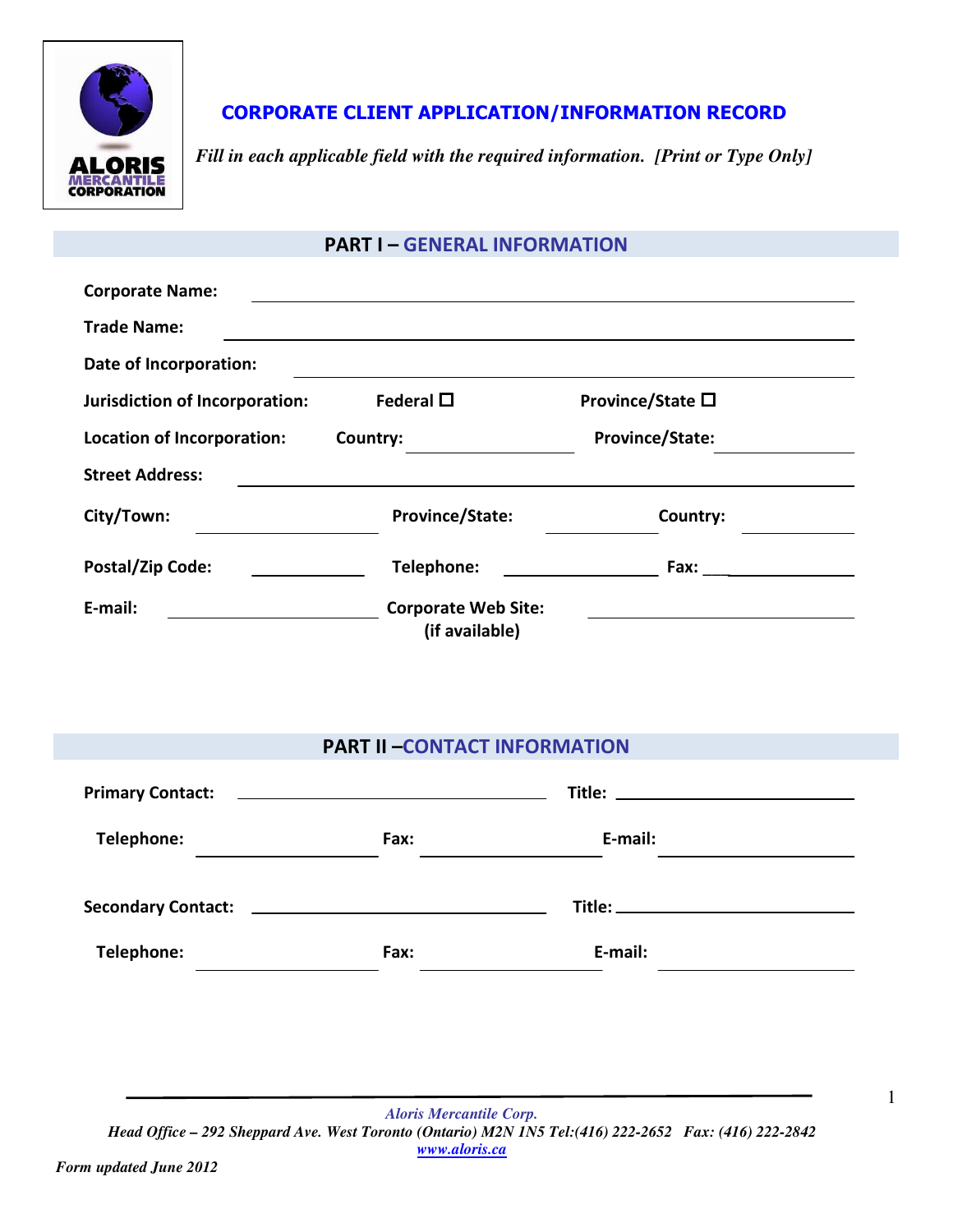ALORIS MERCANTILE CORPORATION

# CORPORATE CLIENT APPLICATION/INFORMATION RECORD

*Fill in each applicable field with the required information. [Print or Type Only]*

## PART I – GENERAL INFORMATION

**Corporate Name:** ____________________

**Trade Name:** ____________________

**Date of Incorporation:** ____________________

**Jurisdiction of Incorporation:** **Federal** ☐ **Province/State** ☐

**Location of Incorporation:** **Country:** __________ **Province/State:** __________

**Street Address:** ____________________

**City/Town:** __________ **Province/State:** __________ **Country:** __________

**Postal/Zip Code:** __________ **Telephone:** __________ **Fax:** __________

**E-mail:** __________ **Corporate Web Site: (if available)** __________

## PART II –CONTACT INFORMATION

**Primary Contact:** ____________________ **Title:** __________

**Telephone:** __________ **Fax:** __________ **E-mail:** __________

**Secondary Contact:** ____________________ **Title:** __________

**Telephone:** __________ **Fax:** __________ **E-mail:** __________

*Aloris Mercantile Corp.*
*Head Office – 292 Sheppard Ave. West Toronto (Ontario) M2N 1N5 Tel:(416) 222-2652 Fax: (416) 222-2842*
*www.aloris.ca*

*Form updated June 2012*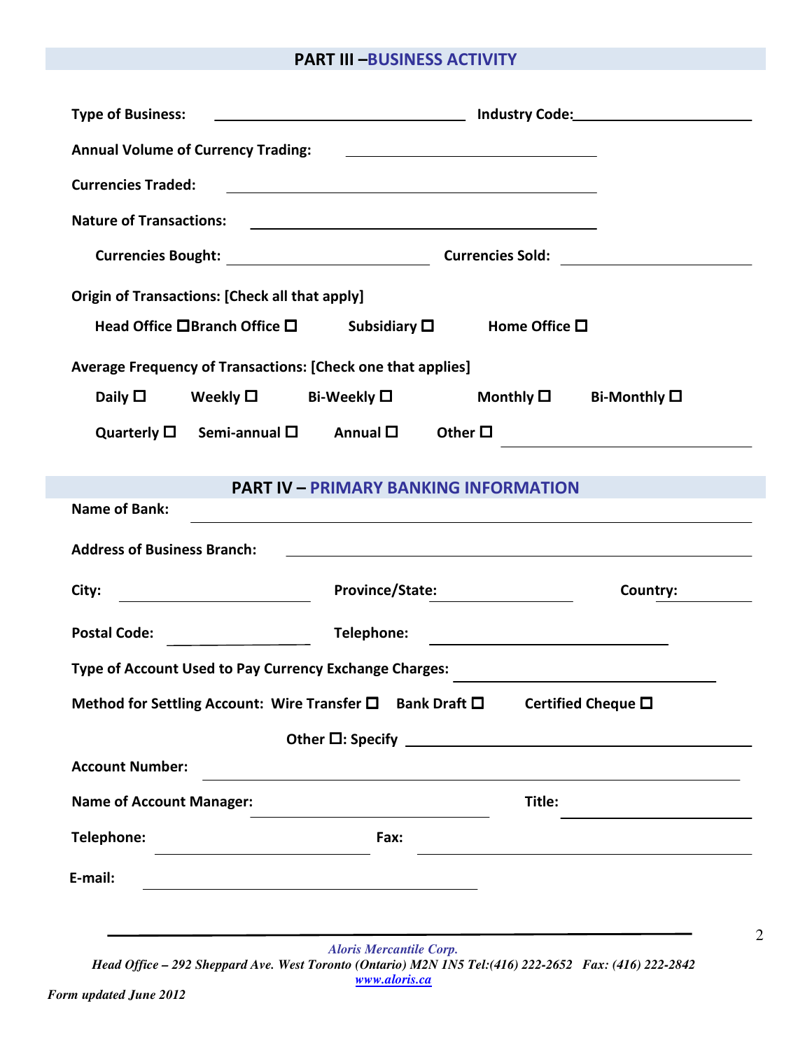## PART III – BUSINESS ACTIVITY

**Type of Business:** ______________________ **Industry Code:** ______________________

**Annual Volume of Currency Trading:** ______________________

**Currencies Traded:** ______________________

**Nature of Transactions:** ______________________

**Currencies Bought:** ______________________ **Currencies Sold:** ______________________

**Origin of Transactions: [Check all that apply]**

**Head Office** ☐ **Branch Office** ☐ **Subsidiary** ☐ **Home Office** ☐

**Average Frequency of Transactions: [Check one that applies]**

**Daily** ☐ **Weekly** ☐ **Bi-Weekly** ☐ **Monthly** ☐ **Bi-Monthly** ☐

**Quarterly** ☐ **Semi-annual** ☐ **Annual** ☐ **Other** ☐ ______________________

## PART IV – PRIMARY BANKING INFORMATION

**Name of Bank:** ______________________

**Address of Business Branch:** ______________________

**City:** ______________________ **Province/State:** ______________________ **Country:** ______________________

**Postal Code:** ______________________ **Telephone:** ______________________

**Type of Account Used to Pay Currency Exchange Charges:** ______________________

**Method for Settling Account: Wire Transfer** ☐ **Bank Draft** ☐ **Certified Cheque** ☐

**Other** ☐**: Specify** ______________________

**Account Number:** ______________________

**Name of Account Manager:** ______________________ **Title:** ______________________

**Telephone:** ______________________ **Fax:** ______________________

**E-mail:** ______________________

*Aloris Mercantile Corp.*
*Head Office – 292 Sheppard Ave. West Toronto (Ontario) M2N 1N5 Tel:(416) 222-2652 Fax: (416) 222-2842*
*www.aloris.ca*

*Form updated June 2012*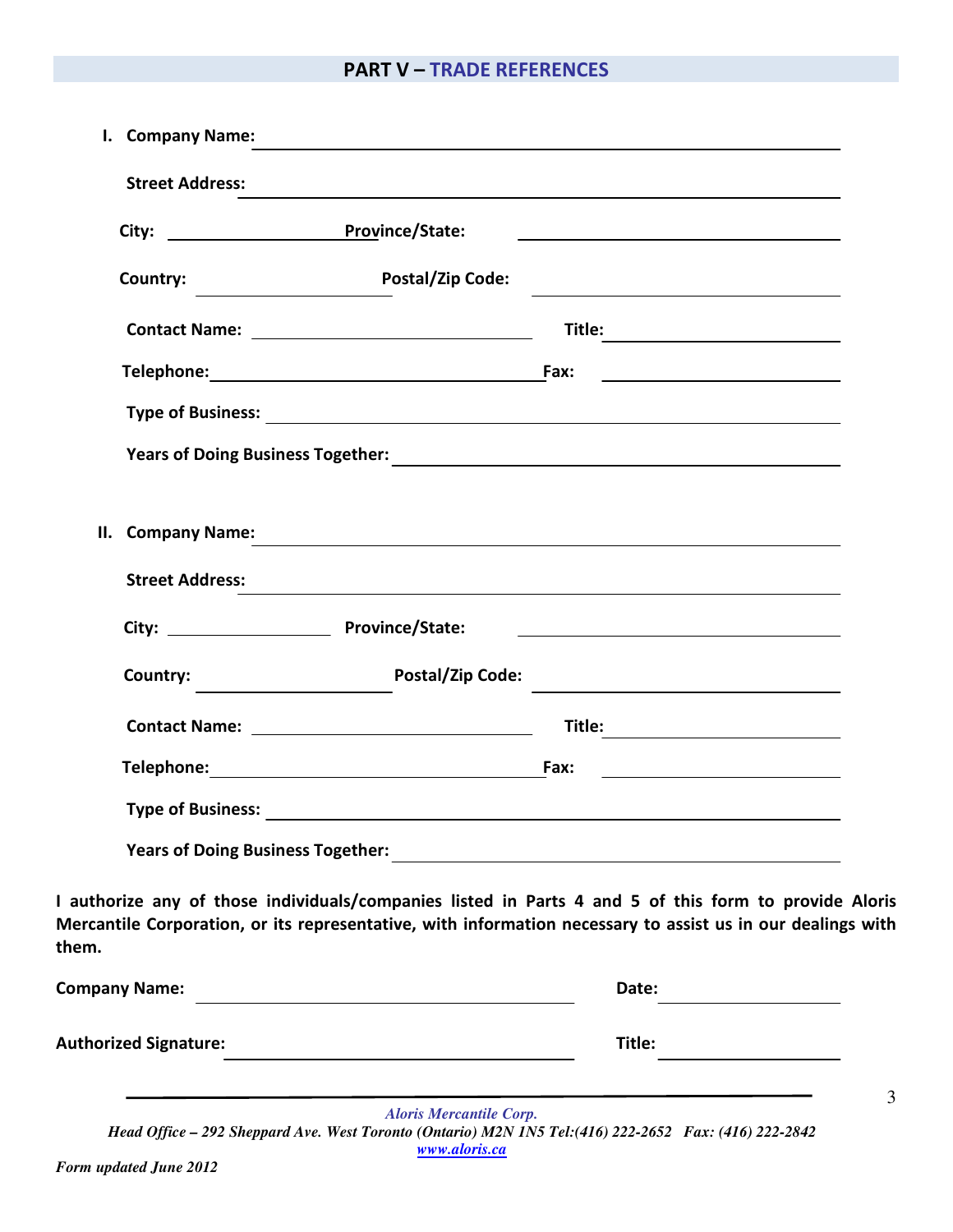## PART V – TRADE REFERENCES

I. **Company Name:** ____________________________________________

**Street Address:** ____________________________________________

**City:** ____________________ **Province/State:** ____________________

**Country:** ____________________ **Postal/Zip Code:** ____________________

**Contact Name:** ____________________ **Title:** ____________________

**Telephone:** ____________________ **Fax:** ____________________

**Type of Business:** ____________________________________________

**Years of Doing Business Together:** ____________________________________________

II. **Company Name:** ____________________________________________

**Street Address:** ____________________________________________

**City:** ____________________ **Province/State:** ____________________

**Country:** ____________________ **Postal/Zip Code:** ____________________

**Contact Name:** ____________________ **Title:** ____________________

**Telephone:** ____________________ **Fax:** ____________________

**Type of Business:** ____________________________________________

**Years of Doing Business Together:** ____________________________________________

**I authorize any of those individuals/companies listed in Parts 4 and 5 of this form to provide Aloris Mercantile Corporation, or its representative, with information necessary to assist us in our dealings with them.**

**Company Name:** ____________________ **Date:** ____________________

**Authorized Signature:** ____________________ **Title:** ____________________

*Aloris Mercantile Corp.*
*Head Office – 292 Sheppard Ave. West Toronto (Ontario) M2N 1N5 Tel:(416) 222-2652 Fax: (416) 222-2842*
*www.aloris.ca*

*Form updated June 2012*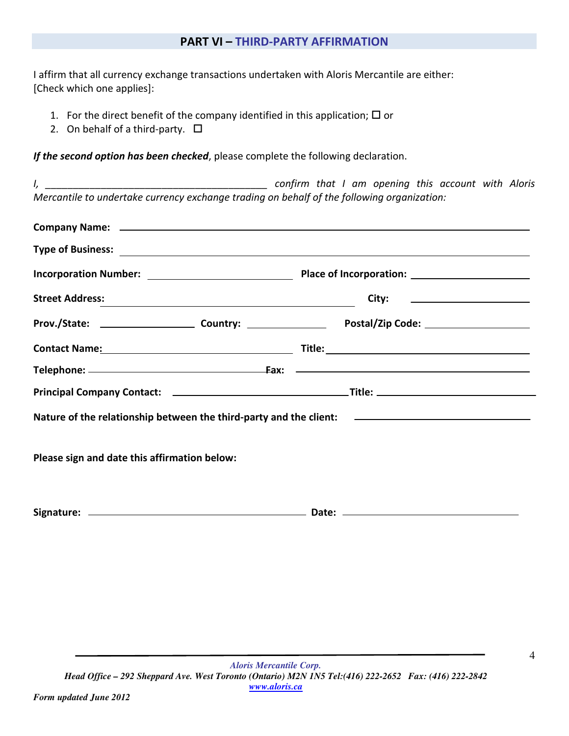## PART VI – THIRD-PARTY AFFIRMATION

I affirm that all currency exchange transactions undertaken with Aloris Mercantile are either:
[Check which one applies]:

1. For the direct benefit of the company identified in this application; ☐ or
2. On behalf of a third-party. ☐

***If the second option has been checked***, please complete the following declaration.

*I, ________________________________________ confirm that I am opening this account with Aloris Mercantile to undertake currency exchange trading on behalf of the following organization:*

**Company Name:** ____________________________________________

**Type of Business:** ____________________________________________

**Incorporation Number:** ______________________ **Place of Incorporation:** ______________________

**Street Address:** ______________________________ **City:** ______________________

**Prov./State:** ______________ **Country:** ______________ **Postal/Zip Code:** ______________

**Contact Name:** ______________________________ **Title:** ______________________________

**Telephone:** ______________________________ **Fax:** ______________________________

**Principal Company Contact:** ______________________________ **Title:** ______________________________

**Nature of the relationship between the third-party and the client:** ______________________________

**Please sign and date this affirmation below:**

**Signature:** ______________________________ **Date:** ______________________________

*Aloris Mercantile Corp.*
*Head Office – 292 Sheppard Ave. West Toronto (Ontario) M2N 1N5 Tel:(416) 222-2652 Fax: (416) 222-2842*
*www.aloris.ca*

*Form updated June 2012*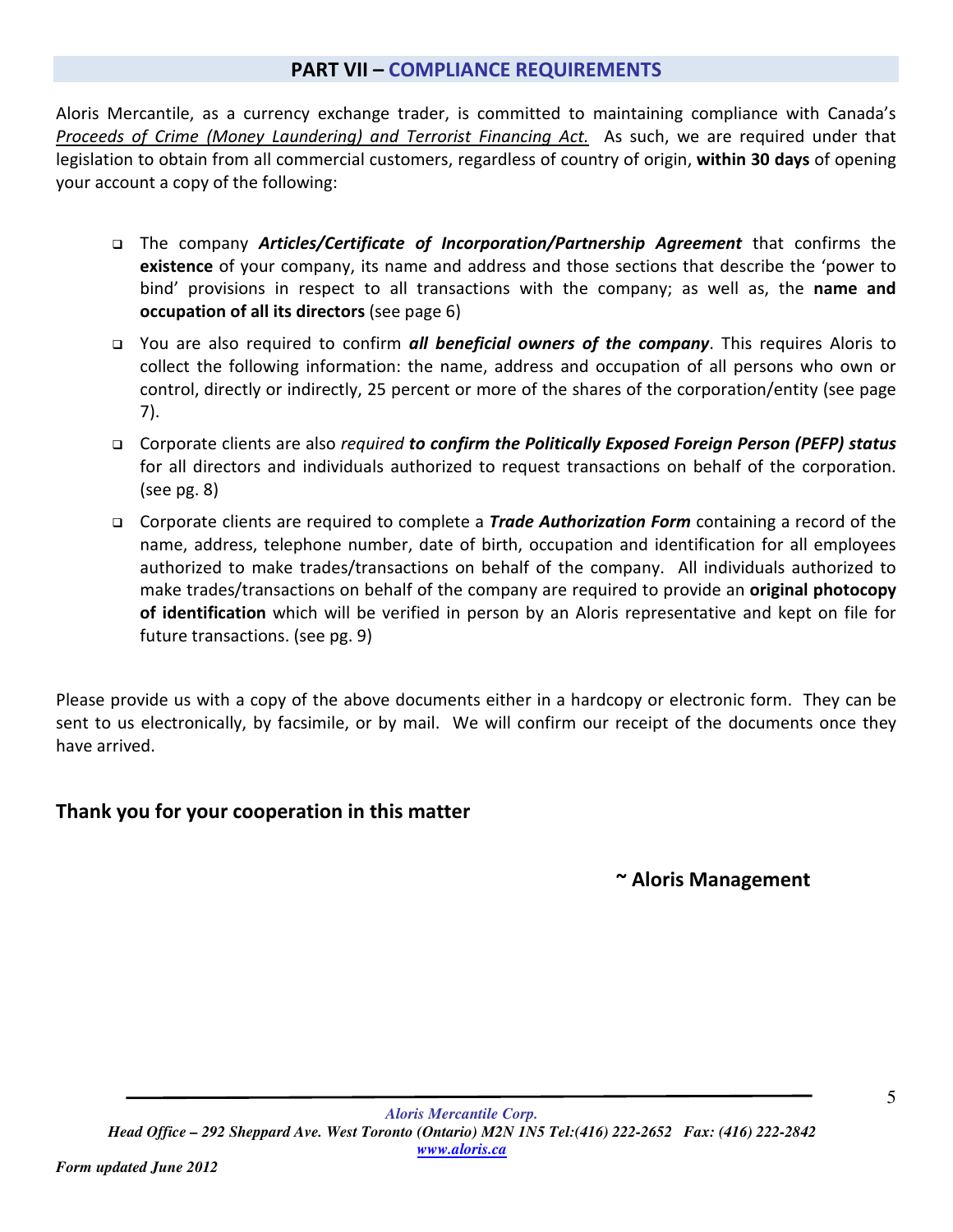## PART VII – COMPLIANCE REQUIREMENTS

Aloris Mercantile, as a currency exchange trader, is committed to maintaining compliance with Canada's *Proceeds of Crime (Money Laundering) and Terrorist Financing Act.* As such, we are required under that legislation to obtain from all commercial customers, regardless of country of origin, **within 30 days** of opening your account a copy of the following:

- The company ***Articles/Certificate of Incorporation/Partnership Agreement*** that confirms the **existence** of your company, its name and address and those sections that describe the 'power to bind' provisions in respect to all transactions with the company; as well as, the **name and occupation of all its directors** (see page 6)
- You are also required to confirm ***all beneficial owners of the company***. This requires Aloris to collect the following information: the name, address and occupation of all persons who own or control, directly or indirectly, 25 percent or more of the shares of the corporation/entity (see page 7).
- Corporate clients are also *required* ***to confirm the Politically Exposed Foreign Person (PEFP) status*** for all directors and individuals authorized to request transactions on behalf of the corporation. (see pg. 8)
- Corporate clients are required to complete a ***Trade Authorization Form*** containing a record of the name, address, telephone number, date of birth, occupation and identification for all employees authorized to make trades/transactions on behalf of the company. All individuals authorized to make trades/transactions on behalf of the company are required to provide an **original photocopy of identification** which will be verified in person by an Aloris representative and kept on file for future transactions. (see pg. 9)

Please provide us with a copy of the above documents either in a hardcopy or electronic form. They can be sent to us electronically, by facsimile, or by mail. We will confirm our receipt of the documents once they have arrived.

**Thank you for your cooperation in this matter**

**~ Aloris Management**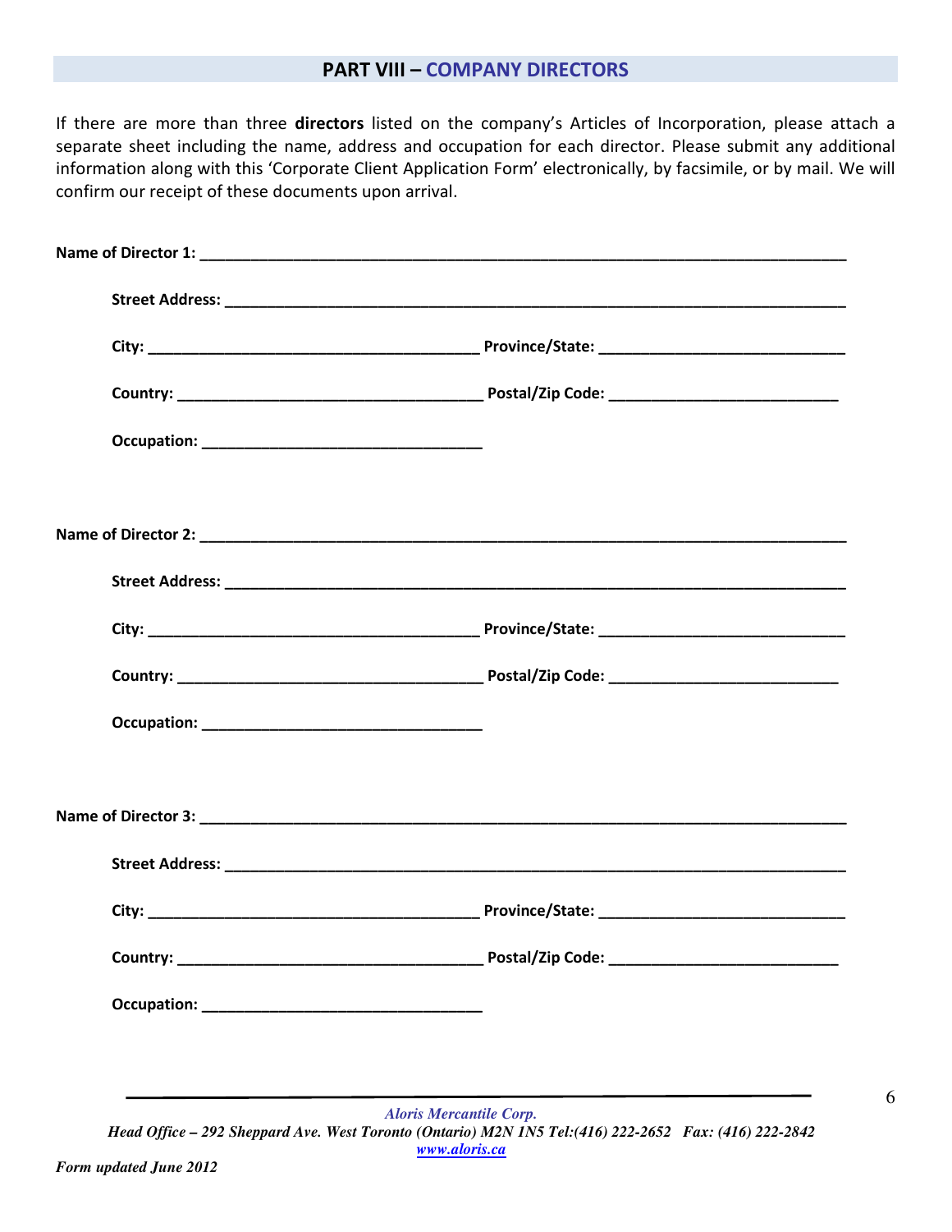## PART VIII – COMPANY DIRECTORS

If there are more than three **directors** listed on the company's Articles of Incorporation, please attach a separate sheet including the name, address and occupation for each director. Please submit any additional information along with this 'Corporate Client Application Form' electronically, by facsimile, or by mail. We will confirm our receipt of these documents upon arrival.

**Name of Director 1:** ___________________________________________________________________________

**Street Address:** ___________________________________________________________________________

**City:** _______________________________________ **Province/State:** _____________________________

**Country:** ___________________________________ **Postal/Zip Code:** __________________________

**Occupation:** ________________________________

**Name of Director 2:** ___________________________________________________________________________

**Street Address:** ___________________________________________________________________________

**City:** _______________________________________ **Province/State:** _____________________________

**Country:** ___________________________________ **Postal/Zip Code:** __________________________

**Occupation:** ________________________________

**Name of Director 3:** ___________________________________________________________________________

**Street Address:** ___________________________________________________________________________

**City:** _______________________________________ **Province/State:** _____________________________

**Country:** ___________________________________ **Postal/Zip Code:** __________________________

**Occupation:** ________________________________

*Aloris Mercantile Corp.*
*Head Office – 292 Sheppard Ave. West Toronto (Ontario) M2N 1N5 Tel:(416) 222-2652 Fax: (416) 222-2842*
*www.aloris.ca*

*Form updated June 2012*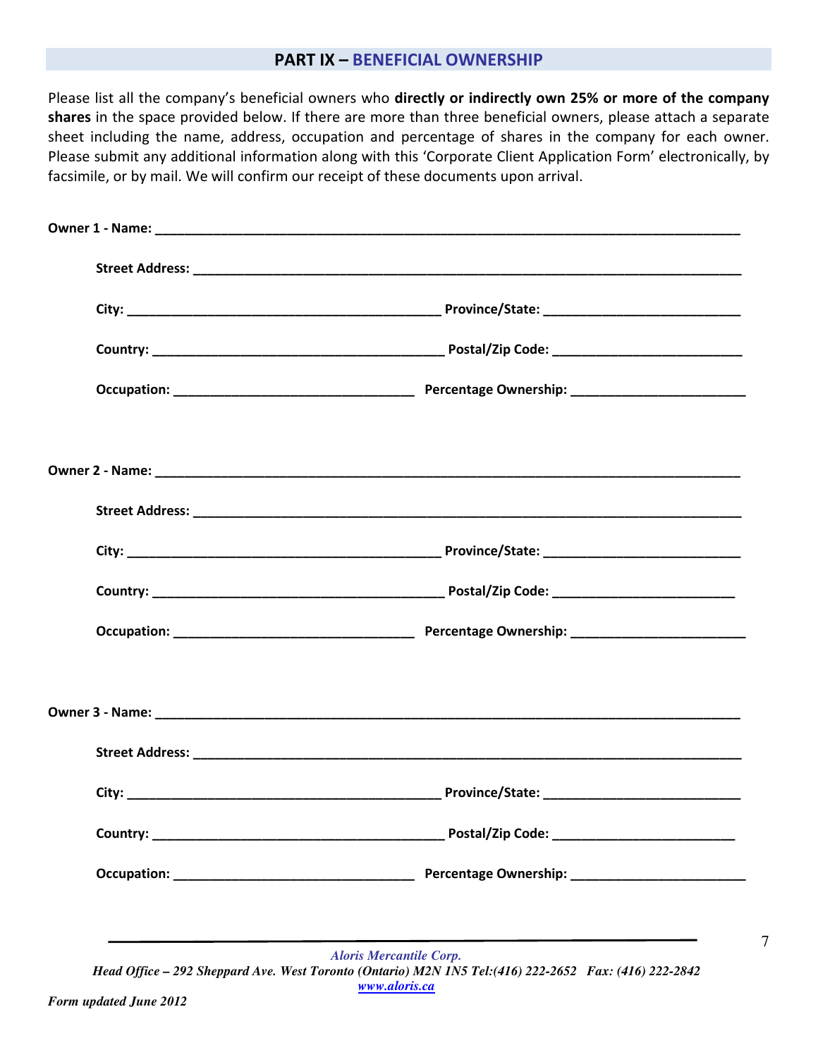## PART IX – BENEFICIAL OWNERSHIP

Please list all the company's beneficial owners who **directly or indirectly own 25% or more of the company shares** in the space provided below. If there are more than three beneficial owners, please attach a separate sheet including the name, address, occupation and percentage of shares in the company for each owner. Please submit any additional information along with this 'Corporate Client Application Form' electronically, by facsimile, or by mail. We will confirm our receipt of these documents upon arrival.

**Owner 1 - Name:** ___________________________________________________________________________

**Street Address:** ___________________________________________________________________________

**City:** ________________________________________ **Province/State:** _________________________

**Country:** ______________________________________ **Postal/Zip Code:** ________________________

**Occupation:** _______________________________ **Percentage Ownership:** _______________________

**Owner 2 - Name:** ___________________________________________________________________________

**Street Address:** ___________________________________________________________________________

**City:** ________________________________________ **Province/State:** _________________________

**Country:** ______________________________________ **Postal/Zip Code:** ________________________

**Occupation:** _______________________________ **Percentage Ownership:** _______________________

**Owner 3 - Name:** ___________________________________________________________________________

**Street Address:** ___________________________________________________________________________

**City:** ________________________________________ **Province/State:** _________________________

**Country:** ______________________________________ **Postal/Zip Code:** ________________________

**Occupation:** _______________________________ **Percentage Ownership:** _______________________

*Aloris Mercantile Corp.*

*Head Office – 292 Sheppard Ave. West Toronto (Ontario) M2N 1N5 Tel:(416) 222-2652 Fax: (416) 222-2842*

*www.aloris.ca*

*Form updated June 2012*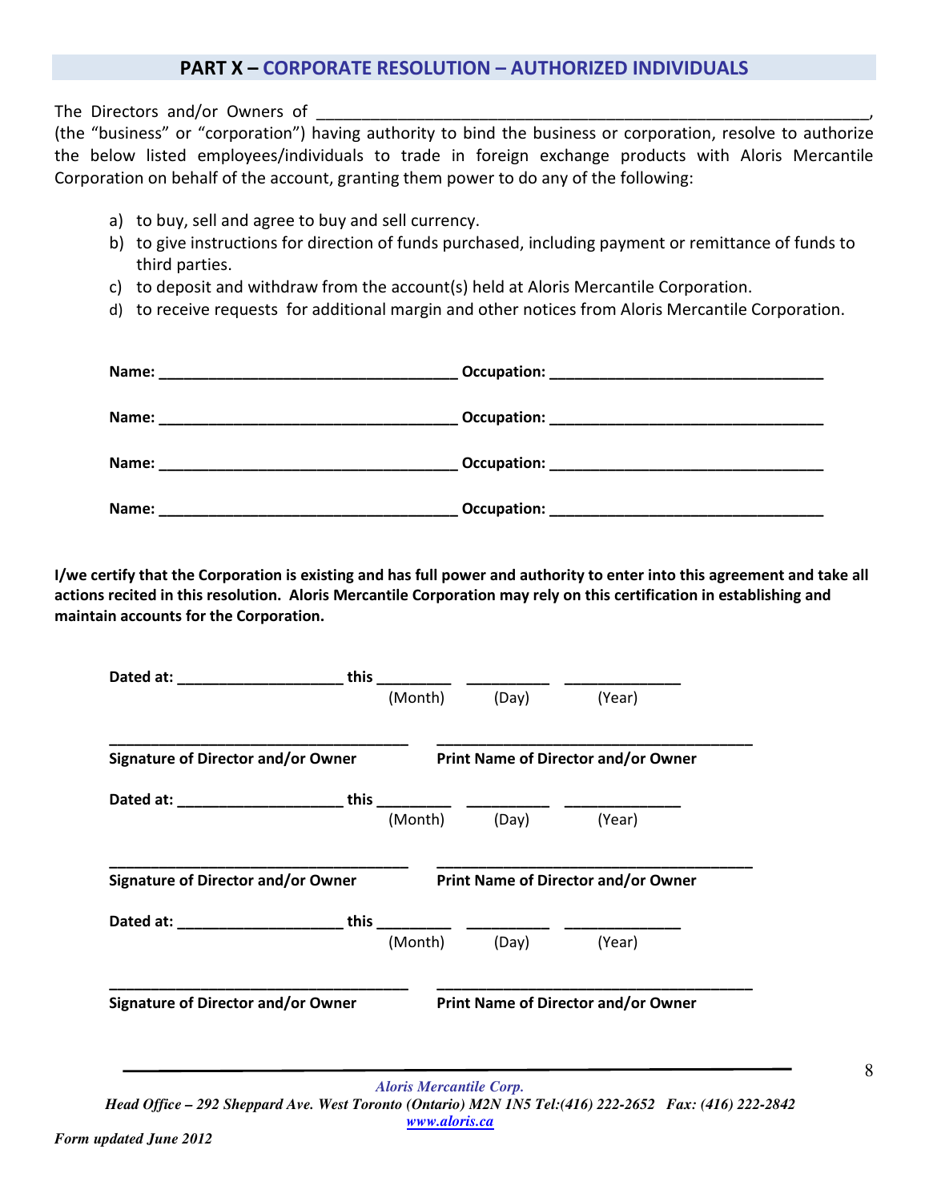## PART X – CORPORATE RESOLUTION – AUTHORIZED INDIVIDUALS

The Directors and/or Owners of ________________________________________________________________, (the "business" or "corporation") having authority to bind the business or corporation, resolve to authorize the below listed employees/individuals to trade in foreign exchange products with Aloris Mercantile Corporation on behalf of the account, granting them power to do any of the following:

a) to buy, sell and agree to buy and sell currency.
b) to give instructions for direction of funds purchased, including payment or remittance of funds to third parties.
c) to deposit and withdraw from the account(s) held at Aloris Mercantile Corporation.
d) to receive requests for additional margin and other notices from Aloris Mercantile Corporation.

**Name:** ___________________________________ **Occupation:** ________________________________

**Name:** ___________________________________ **Occupation:** ________________________________

**Name:** ___________________________________ **Occupation:** ________________________________

**Name:** ___________________________________ **Occupation:** ________________________________

**I/we certify that the Corporation is existing and has full power and authority to enter into this agreement and take all actions recited in this resolution. Aloris Mercantile Corporation may rely on this certification in establishing and maintain accounts for the Corporation.**

**Dated at:** ___________________ **this** _________ __________ _____________
(Month) (Day) (Year)

___________________________________ ______________________________________
**Signature of Director and/or Owner** **Print Name of Director and/or Owner**

**Dated at:** ___________________ **this** _________ __________ _____________
(Month) (Day) (Year)

___________________________________ ______________________________________
**Signature of Director and/or Owner** **Print Name of Director and/or Owner**

**Dated at:** ___________________ **this** _________ __________ _____________
(Month) (Day) (Year)

___________________________________ ______________________________________
**Signature of Director and/or Owner** **Print Name of Director and/or Owner**

*Aloris Mercantile Corp.*
*Head Office – 292 Sheppard Ave. West Toronto (Ontario) M2N 1N5 Tel:(416) 222-2652 Fax: (416) 222-2842*
*www.aloris.ca*

*Form updated June 2012*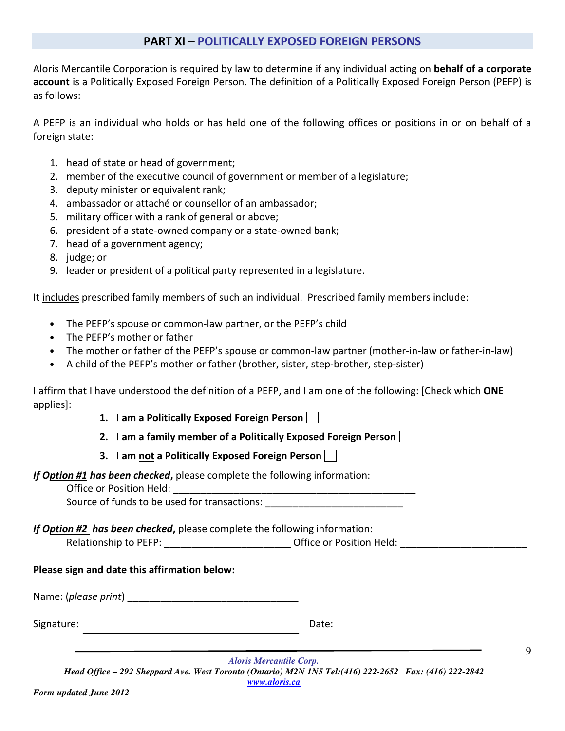## PART XI – POLITICALLY EXPOSED FOREIGN PERSONS

Aloris Mercantile Corporation is required by law to determine if any individual acting on **behalf of a corporate account** is a Politically Exposed Foreign Person. The definition of a Politically Exposed Foreign Person (PEFP) is as follows:

A PEFP is an individual who holds or has held one of the following offices or positions in or on behalf of a foreign state:

1. head of state or head of government;
2. member of the executive council of government or member of a legislature;
3. deputy minister or equivalent rank;
4. ambassador or attaché or counsellor of an ambassador;
5. military officer with a rank of general or above;
6. president of a state-owned company or a state-owned bank;
7. head of a government agency;
8. judge; or
9. leader or president of a political party represented in a legislature.

It <u>includes</u> prescribed family members of such an individual. Prescribed family members include:

- The PEFP's spouse or common-law partner, or the PEFP's child
- The PEFP's mother or father
- The mother or father of the PEFP's spouse or common-law partner (mother-in-law or father-in-law)
- A child of the PEFP's mother or father (brother, sister, step-brother, step-sister)

I affirm that I have understood the definition of a PEFP, and I am one of the following: [Check which **ONE** applies]:

1. **I am a Politically Exposed Foreign Person** ☐
2. **I am a family member of a Politically Exposed Foreign Person** ☐
3. **I am <u>not</u> a Politically Exposed Foreign Person** ☐

***If <u>Option #1</u> has been checked*****,** please complete the following information:

Office or Position Held: ______________________________________________

Source of funds to be used for transactions: _________________________

***If <u>Option #2</u> has been checked*****,** please complete the following information:

Relationship to PEFP: ______________________ Office or Position Held: ______________________

**Please sign and date this affirmation below:**

Name: (*please print*) ______________________________

Signature: ______________________________ Date: ______________________________

***Aloris Mercantile Corp.***
***Head Office – 292 Sheppard Ave. West Toronto (Ontario) M2N 1N5 Tel:(416) 222-2652 Fax: (416) 222-2842***
***www.aloris.ca***

***Form updated June 2012***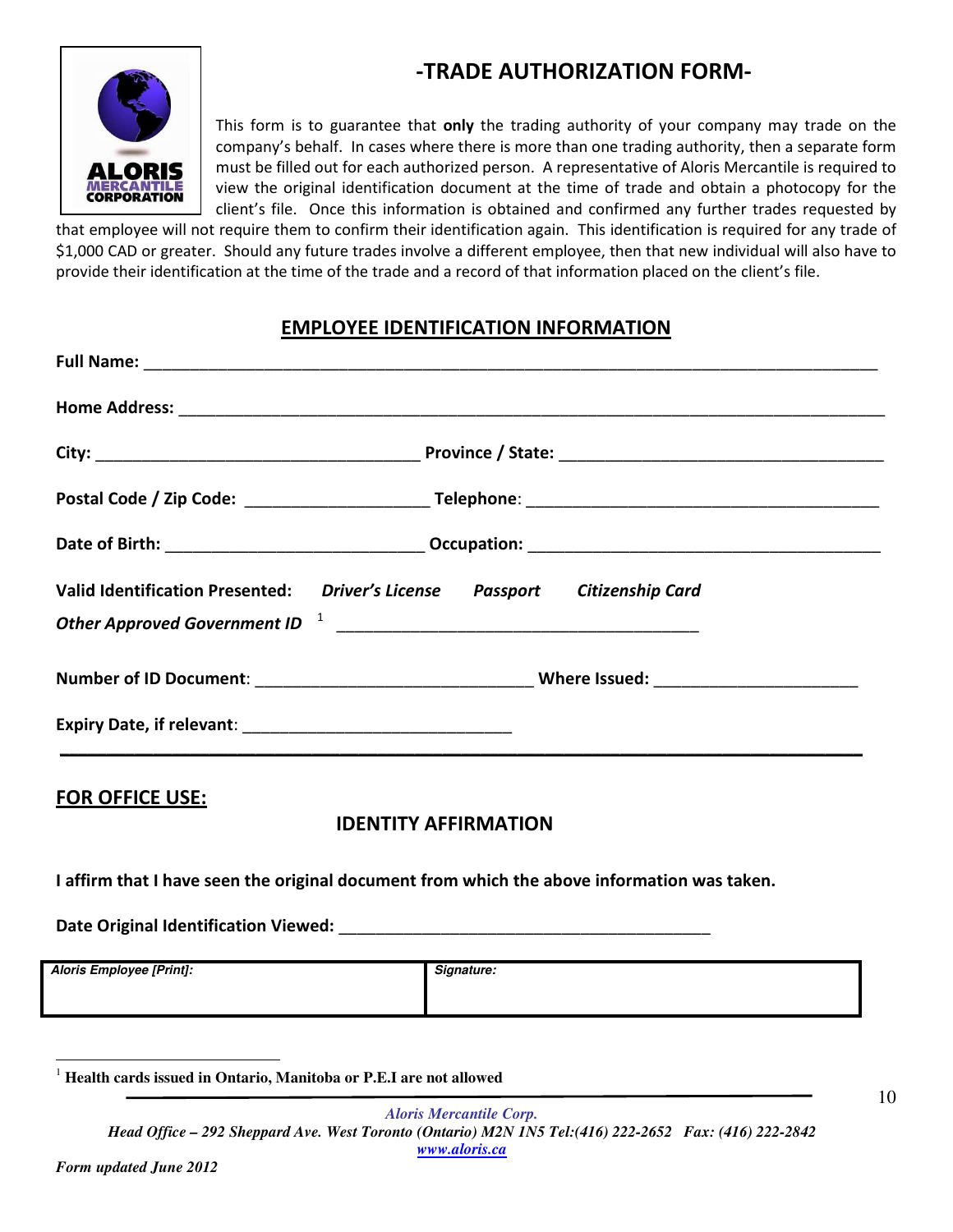# -TRADE AUTHORIZATION FORM-

This form is to guarantee that **only** the trading authority of your company may trade on the company's behalf. In cases where there is more than one trading authority, then a separate form must be filled out for each authorized person. A representative of Aloris Mercantile is required to view the original identification document at the time of trade and obtain a photocopy for the client's file. Once this information is obtained and confirmed any further trades requested by that employee will not require them to confirm their identification again. This identification is required for any trade of $1,000 CAD or greater. Should any future trades involve a different employee, then that new individual will also have to provide their identification at the time of the trade and a record of that information placed on the client's file.

## EMPLOYEE IDENTIFICATION INFORMATION

**Full Name:** ___________________________________________________________________________

**Home Address:** ________________________________________________________________________

**City:** _________________________________ **Province / State:** _________________________________

**Postal Code / Zip Code:** ____________________ **Telephone**: _____________________________________

**Date of Birth:** ___________________________ **Occupation:** ____________________________________

**Valid Identification Presented:** ***Driver's License*** ***Passport*** ***Citizenship Card***

***Other Approved Government ID*** [1] _____________________________________

**Number of ID Document**: _____________________________ **Where Issued:** _____________________

**Expiry Date, if relevant**: _____________________________

## FOR OFFICE USE:

### IDENTITY AFFIRMATION

**I affirm that I have seen the original document from which the above information was taken.**

**Date Original Identification Viewed:** _______________________________________

| ***Aloris Employee [Print]:*** | ***Signature:*** |
|---|---|
| | |

[1] **Health cards issued in Ontario, Manitoba or P.E.I are not allowed**

*Aloris Mercantile Corp.*
*Head Office – 292 Sheppard Ave. West Toronto (Ontario) M2N 1N5 Tel:(416) 222-2652 Fax: (416) 222-2842*
*www.aloris.ca*

*Form updated June 2012*